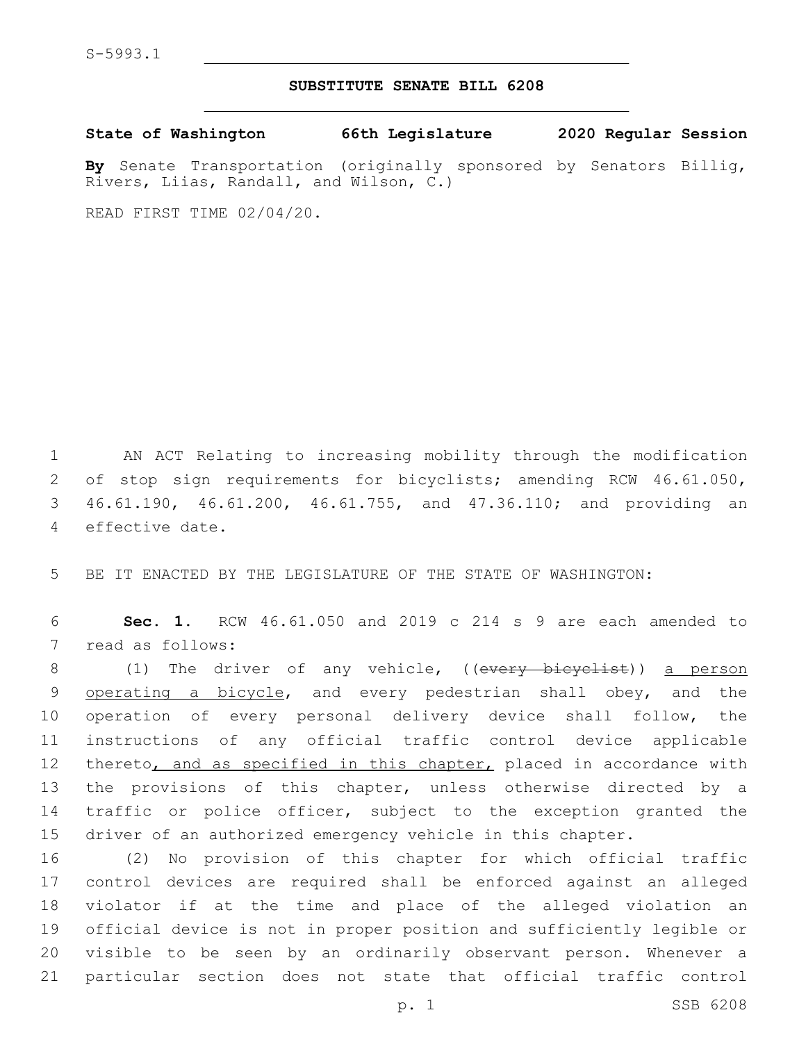S-5993.1

# SUBSTITUTE SENATE BILL 6208

**State of Washington 66th Legislature 2020 Regular Session**

**By** Senate Transportation (originally sponsored by Senators Billig, Rivers, Liias, Randall, and Wilson, C.)

READ FIRST TIME 02/04/20.

AN ACT Relating to increasing mobility through the modification of stop sign requirements for bicyclists; amending RCW 46.61.050, 46.61.190, 46.61.200, 46.61.755, and 47.36.110; and providing an effective date.

BE IT ENACTED BY THE LEGISLATURE OF THE STATE OF WASHINGTON:

**Sec. 1.** RCW 46.61.050 and 2019 c 214 s 9 are each amended to read as follows:

(1) The driver of any vehicle, ((~~every bicyclist~~)) <u>a person operating a bicycle</u>, and every pedestrian shall obey, and the operation of every personal delivery device shall follow, the instructions of any official traffic control device applicable thereto<u>, and as specified in this chapter,</u> placed in accordance with the provisions of this chapter, unless otherwise directed by a traffic or police officer, subject to the exception granted the driver of an authorized emergency vehicle in this chapter.

(2) No provision of this chapter for which official traffic control devices are required shall be enforced against an alleged violator if at the time and place of the alleged violation an official device is not in proper position and sufficiently legible or visible to be seen by an ordinarily observant person. Whenever a particular section does not state that official traffic control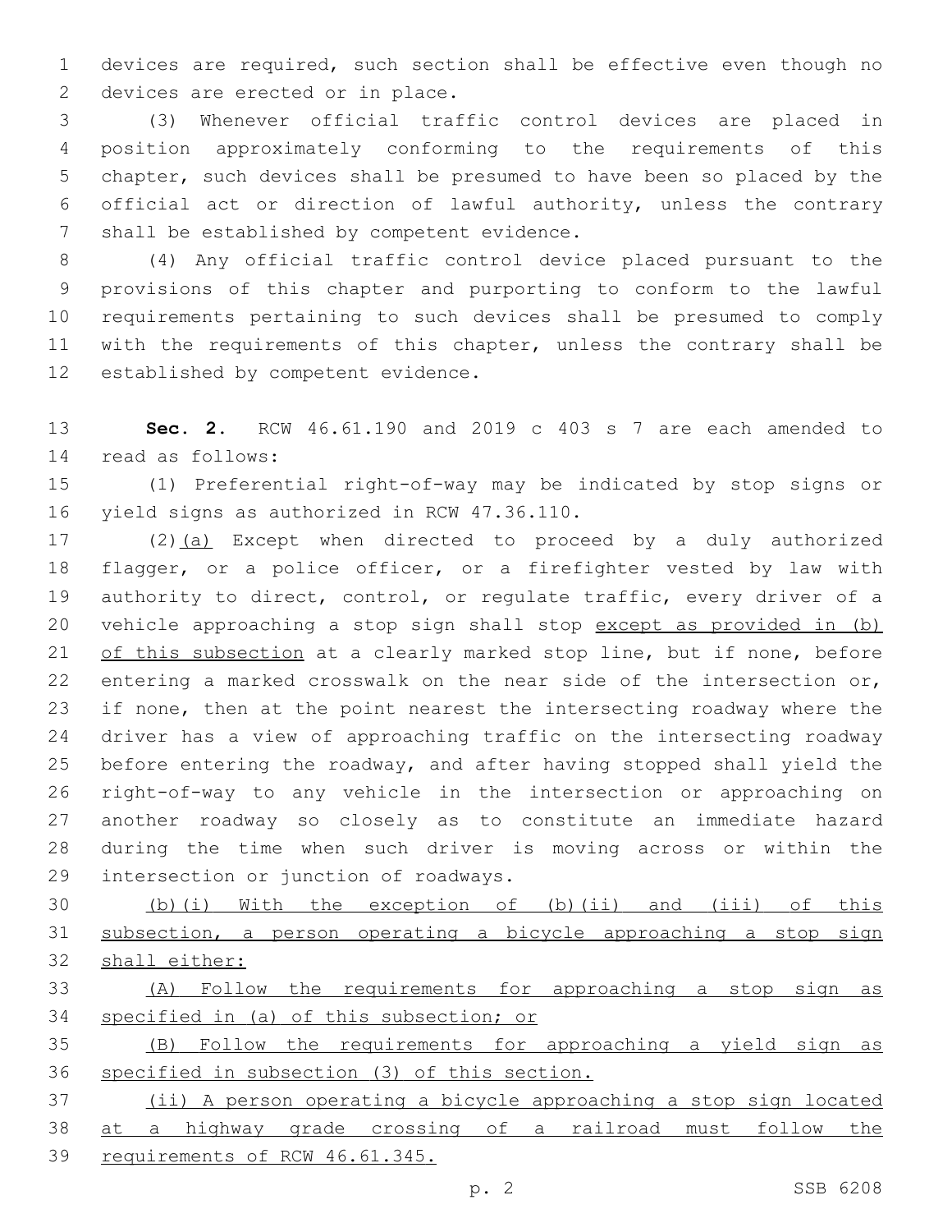devices are required, such section shall be effective even though no devices are erected or in place.

(3) Whenever official traffic control devices are placed in position approximately conforming to the requirements of this chapter, such devices shall be presumed to have been so placed by the official act or direction of lawful authority, unless the contrary shall be established by competent evidence.

(4) Any official traffic control device placed pursuant to the provisions of this chapter and purporting to conform to the lawful requirements pertaining to such devices shall be presumed to comply with the requirements of this chapter, unless the contrary shall be established by competent evidence.

**Sec. 2.** RCW 46.61.190 and 2019 c 403 s 7 are each amended to read as follows:

(1) Preferential right-of-way may be indicated by stop signs or yield signs as authorized in RCW 47.36.110.

(2)<u>(a)</u> Except when directed to proceed by a duly authorized flagger, or a police officer, or a firefighter vested by law with authority to direct, control, or regulate traffic, every driver of a vehicle approaching a stop sign shall stop <u>except as provided in (b) of this subsection</u> at a clearly marked stop line, but if none, before entering a marked crosswalk on the near side of the intersection or, if none, then at the point nearest the intersecting roadway where the driver has a view of approaching traffic on the intersecting roadway before entering the roadway, and after having stopped shall yield the right-of-way to any vehicle in the intersection or approaching on another roadway so closely as to constitute an immediate hazard during the time when such driver is moving across or within the intersection or junction of roadways.

<u>(b)(i) With the exception of (b)(ii) and (iii) of this subsection, a person operating a bicycle approaching a stop sign shall either:</u>

<u>(A) Follow the requirements for approaching a stop sign as specified in (a) of this subsection; or</u>

<u>(B) Follow the requirements for approaching a yield sign as specified in subsection (3) of this section.</u>

<u>(ii) A person operating a bicycle approaching a stop sign located at a highway grade crossing of a railroad must follow the requirements of RCW 46.61.345.</u>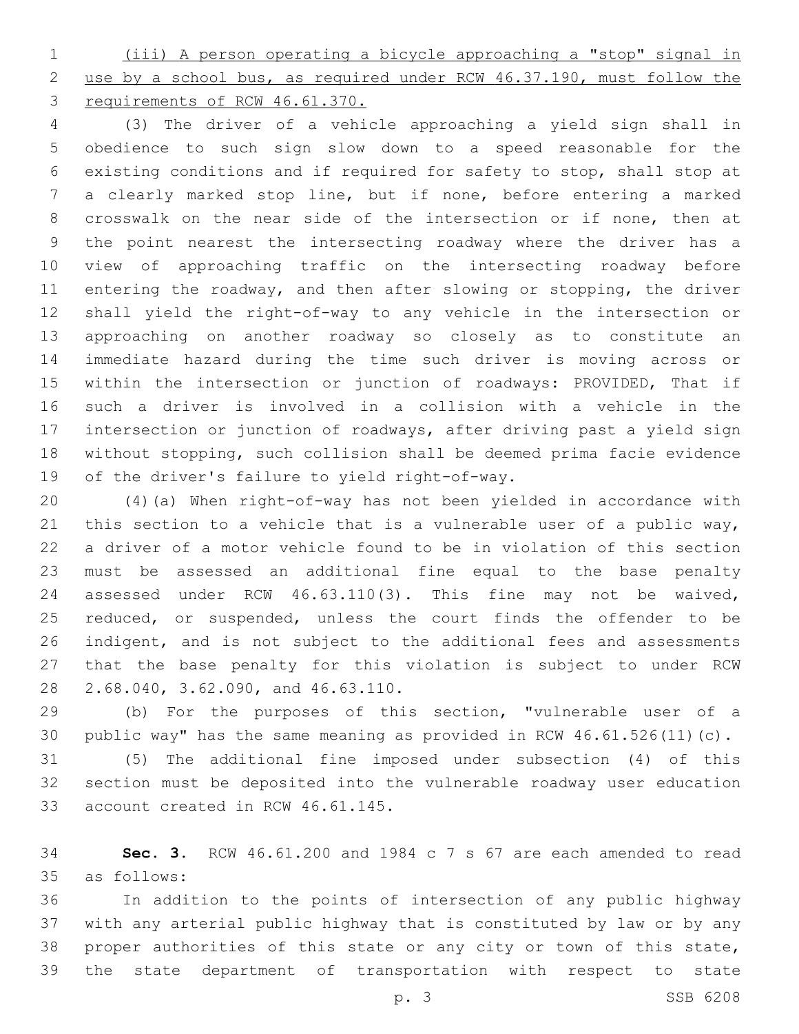(iii) A person operating a bicycle approaching a "stop" signal in use by a school bus, as required under RCW 46.37.190, must follow the requirements of RCW 46.61.370.

(3) The driver of a vehicle approaching a yield sign shall in obedience to such sign slow down to a speed reasonable for the existing conditions and if required for safety to stop, shall stop at a clearly marked stop line, but if none, before entering a marked crosswalk on the near side of the intersection or if none, then at the point nearest the intersecting roadway where the driver has a view of approaching traffic on the intersecting roadway before entering the roadway, and then after slowing or stopping, the driver shall yield the right-of-way to any vehicle in the intersection or approaching on another roadway so closely as to constitute an immediate hazard during the time such driver is moving across or within the intersection or junction of roadways: PROVIDED, That if such a driver is involved in a collision with a vehicle in the intersection or junction of roadways, after driving past a yield sign without stopping, such collision shall be deemed prima facie evidence of the driver's failure to yield right-of-way.

(4)(a) When right-of-way has not been yielded in accordance with this section to a vehicle that is a vulnerable user of a public way, a driver of a motor vehicle found to be in violation of this section must be assessed an additional fine equal to the base penalty assessed under RCW 46.63.110(3). This fine may not be waived, reduced, or suspended, unless the court finds the offender to be indigent, and is not subject to the additional fees and assessments that the base penalty for this violation is subject to under RCW 2.68.040, 3.62.090, and 46.63.110.

(b) For the purposes of this section, "vulnerable user of a public way" has the same meaning as provided in RCW 46.61.526(11)(c).

(5) The additional fine imposed under subsection (4) of this section must be deposited into the vulnerable roadway user education account created in RCW 46.61.145.

**Sec. 3.** RCW 46.61.200 and 1984 c 7 s 67 are each amended to read as follows:

In addition to the points of intersection of any public highway with any arterial public highway that is constituted by law or by any proper authorities of this state or any city or town of this state, the state department of transportation with respect to state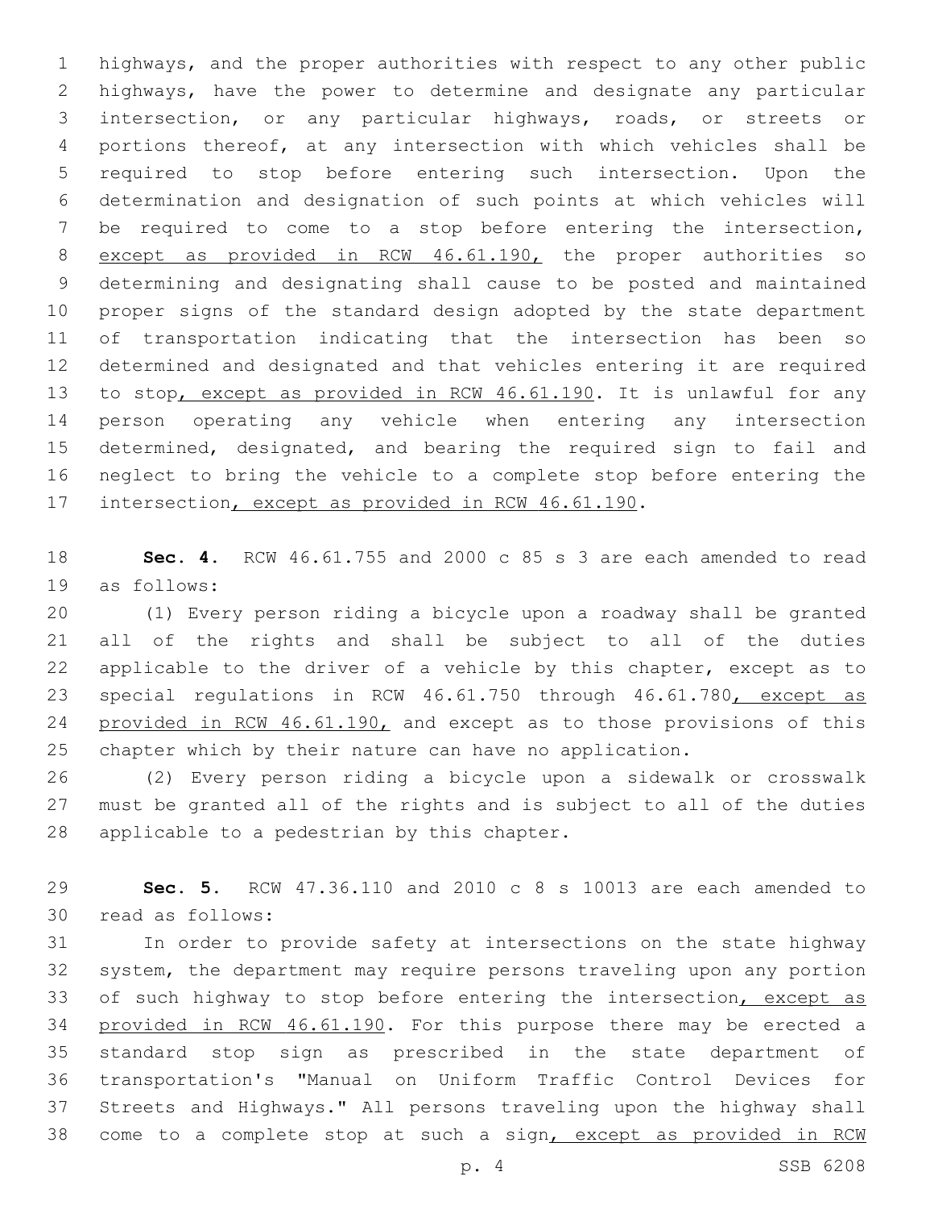highways, and the proper authorities with respect to any other public highways, have the power to determine and designate any particular intersection, or any particular highways, roads, or streets or portions thereof, at any intersection with which vehicles shall be required to stop before entering such intersection. Upon the determination and designation of such points at which vehicles will be required to come to a stop before entering the intersection, except as provided in RCW 46.61.190, the proper authorities so determining and designating shall cause to be posted and maintained proper signs of the standard design adopted by the state department of transportation indicating that the intersection has been so determined and designated and that vehicles entering it are required to stop, except as provided in RCW 46.61.190. It is unlawful for any person operating any vehicle when entering any intersection determined, designated, and bearing the required sign to fail and neglect to bring the vehicle to a complete stop before entering the intersection, except as provided in RCW 46.61.190.

**Sec. 4.** RCW 46.61.755 and 2000 c 85 s 3 are each amended to read as follows:

(1) Every person riding a bicycle upon a roadway shall be granted all of the rights and shall be subject to all of the duties applicable to the driver of a vehicle by this chapter, except as to special regulations in RCW 46.61.750 through 46.61.780, except as provided in RCW 46.61.190, and except as to those provisions of this chapter which by their nature can have no application.

(2) Every person riding a bicycle upon a sidewalk or crosswalk must be granted all of the rights and is subject to all of the duties applicable to a pedestrian by this chapter.

**Sec. 5.** RCW 47.36.110 and 2010 c 8 s 10013 are each amended to read as follows:

In order to provide safety at intersections on the state highway system, the department may require persons traveling upon any portion of such highway to stop before entering the intersection, except as provided in RCW 46.61.190. For this purpose there may be erected a standard stop sign as prescribed in the state department of transportation's "Manual on Uniform Traffic Control Devices for Streets and Highways." All persons traveling upon the highway shall come to a complete stop at such a sign, except as provided in RCW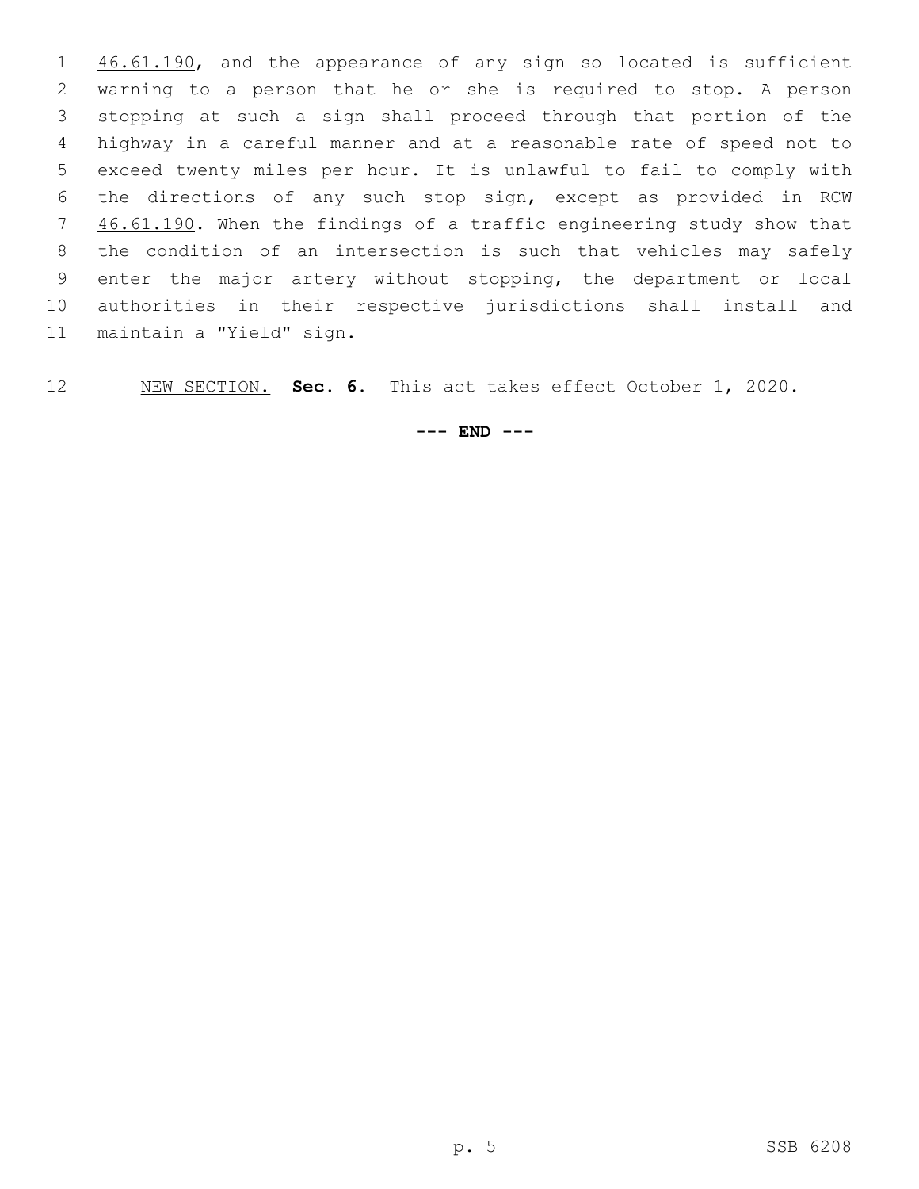46.61.190, and the appearance of any sign so located is sufficient warning to a person that he or she is required to stop. A person stopping at such a sign shall proceed through that portion of the highway in a careful manner and at a reasonable rate of speed not to exceed twenty miles per hour. It is unlawful to fail to comply with the directions of any such stop sign, except as provided in RCW 46.61.190. When the findings of a traffic engineering study show that the condition of an intersection is such that vehicles may safely enter the major artery without stopping, the department or local authorities in their respective jurisdictions shall install and maintain a "Yield" sign.

NEW SECTION. **Sec. 6.** This act takes effect October 1, 2020.

**--- END ---**